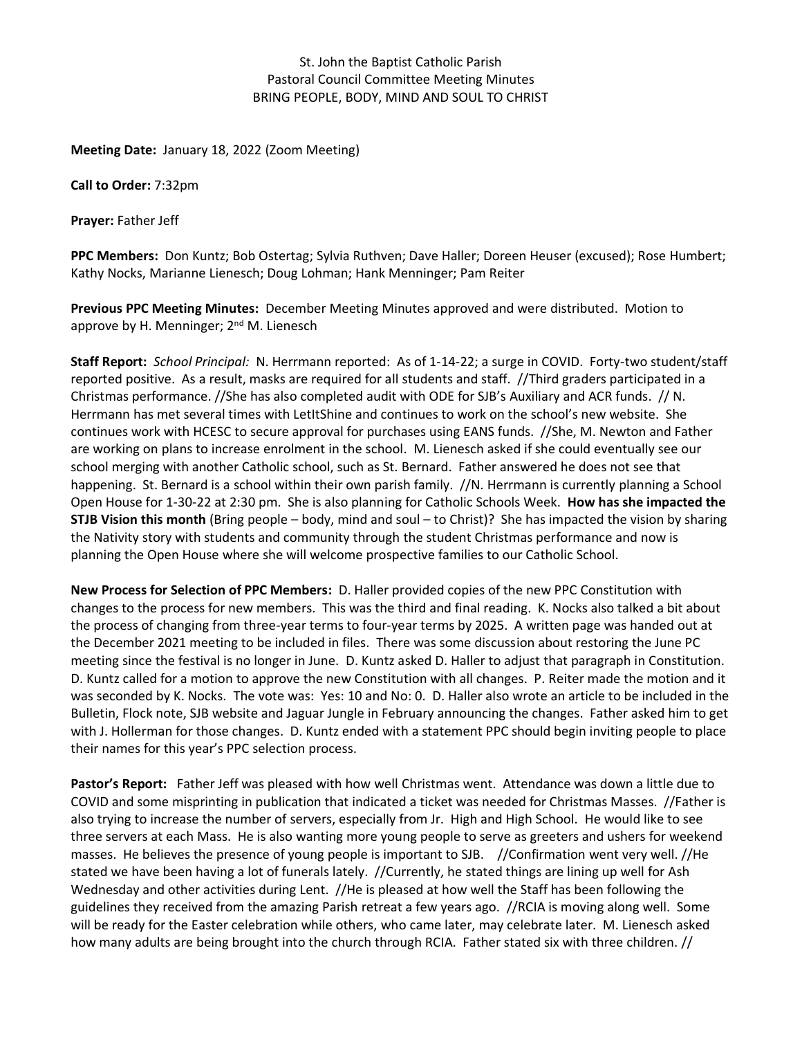St. John the Baptist Catholic Parish
Pastoral Council Committee Meeting Minutes
BRING PEOPLE, BODY, MIND AND SOUL TO CHRIST

**Meeting Date:** January 18, 2022 (Zoom Meeting)

**Call to Order:** 7:32pm

**Prayer:** Father Jeff

**PPC Members:** Don Kuntz; Bob Ostertag; Sylvia Ruthven; Dave Haller; Doreen Heuser (excused); Rose Humbert; Kathy Nocks, Marianne Lienesch; Doug Lohman; Hank Menninger; Pam Reiter

**Previous PPC Meeting Minutes:** December Meeting Minutes approved and were distributed. Motion to approve by H. Menninger; 2nd M. Lienesch

**Staff Report:** *School Principal:* N. Herrmann reported: As of 1-14-22; a surge in COVID. Forty-two student/staff reported positive. As a result, masks are required for all students and staff. //Third graders participated in a Christmas performance. //She has also completed audit with ODE for SJB's Auxiliary and ACR funds. // N. Herrmann has met several times with LetItShine and continues to work on the school's new website. She continues work with HCESC to secure approval for purchases using EANS funds. //She, M. Newton and Father are working on plans to increase enrolment in the school. M. Lienesch asked if she could eventually see our school merging with another Catholic school, such as St. Bernard. Father answered he does not see that happening. St. Bernard is a school within their own parish family. //N. Herrmann is currently planning a School Open House for 1-30-22 at 2:30 pm. She is also planning for Catholic Schools Week. **How has she impacted the STJB Vision this month** (Bring people – body, mind and soul – to Christ)? She has impacted the vision by sharing the Nativity story with students and community through the student Christmas performance and now is planning the Open House where she will welcome prospective families to our Catholic School.

**New Process for Selection of PPC Members:** D. Haller provided copies of the new PPC Constitution with changes to the process for new members. This was the third and final reading. K. Nocks also talked a bit about the process of changing from three-year terms to four-year terms by 2025. A written page was handed out at the December 2021 meeting to be included in files. There was some discussion about restoring the June PC meeting since the festival is no longer in June. D. Kuntz asked D. Haller to adjust that paragraph in Constitution. D. Kuntz called for a motion to approve the new Constitution with all changes. P. Reiter made the motion and it was seconded by K. Nocks. The vote was: Yes: 10 and No: 0. D. Haller also wrote an article to be included in the Bulletin, Flock note, SJB website and Jaguar Jungle in February announcing the changes. Father asked him to get with J. Hollerman for those changes. D. Kuntz ended with a statement PPC should begin inviting people to place their names for this year's PPC selection process.

**Pastor's Report:** Father Jeff was pleased with how well Christmas went. Attendance was down a little due to COVID and some misprinting in publication that indicated a ticket was needed for Christmas Masses. //Father is also trying to increase the number of servers, especially from Jr. High and High School. He would like to see three servers at each Mass. He is also wanting more young people to serve as greeters and ushers for weekend masses. He believes the presence of young people is important to SJB. //Confirmation went very well. //He stated we have been having a lot of funerals lately. //Currently, he stated things are lining up well for Ash Wednesday and other activities during Lent. //He is pleased at how well the Staff has been following the guidelines they received from the amazing Parish retreat a few years ago. //RCIA is moving along well. Some will be ready for the Easter celebration while others, who came later, may celebrate later. M. Lienesch asked how many adults are being brought into the church through RCIA. Father stated six with three children. //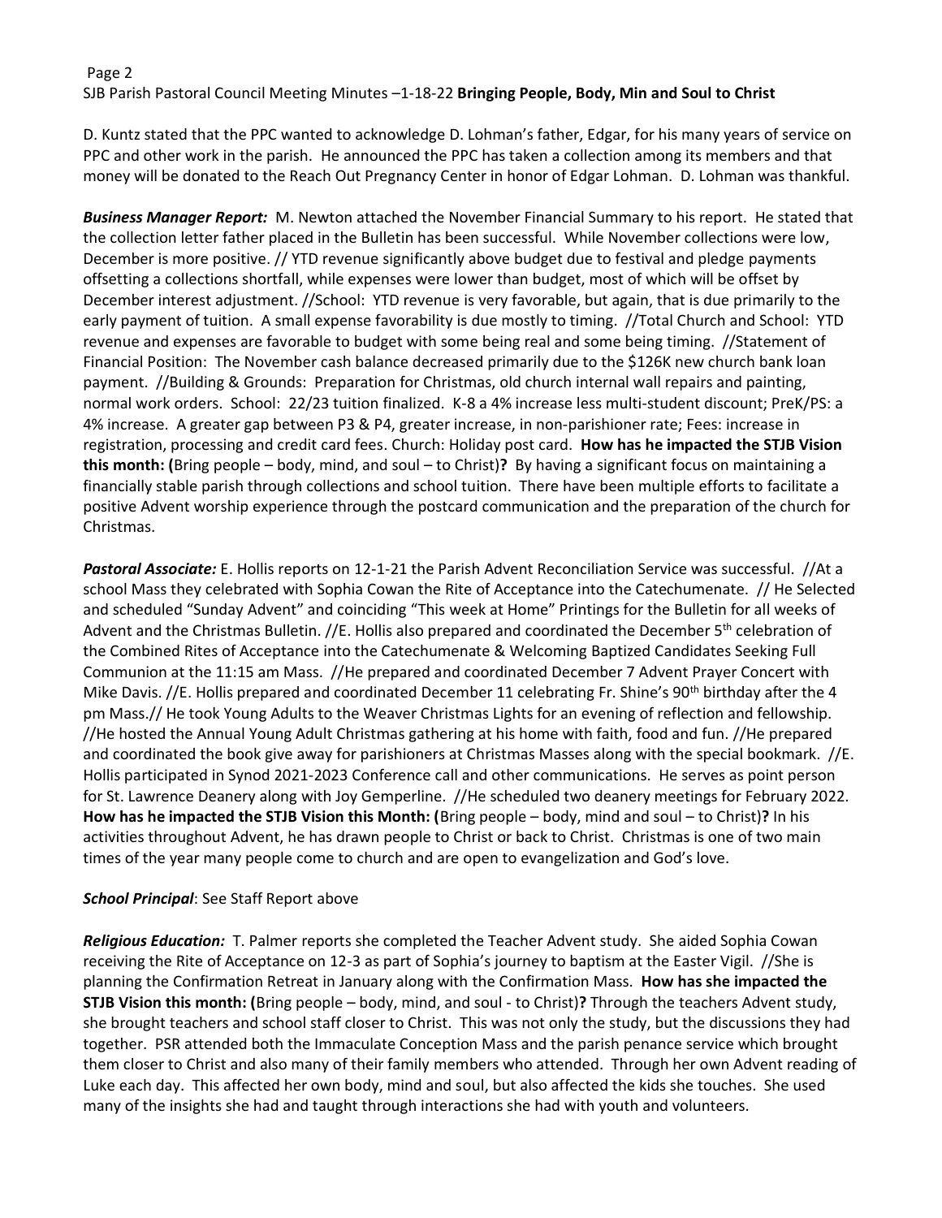D. Kuntz stated that the PPC wanted to acknowledge D. Lohman's father, Edgar, for his many years of service on PPC and other work in the parish. He announced the PPC has taken a collection among its members and that money will be donated to the Reach Out Pregnancy Center in honor of Edgar Lohman. D. Lohman was thankful.

***Business Manager Report:*** M. Newton attached the November Financial Summary to his report. He stated that the collection letter father placed in the Bulletin has been successful. While November collections were low, December is more positive. // YTD revenue significantly above budget due to festival and pledge payments offsetting a collections shortfall, while expenses were lower than budget, most of which will be offset by December interest adjustment. //School: YTD revenue is very favorable, but again, that is due primarily to the early payment of tuition. A small expense favorability is due mostly to timing. //Total Church and School: YTD revenue and expenses are favorable to budget with some being real and some being timing. //Statement of Financial Position: The November cash balance decreased primarily due to the $126K new church bank loan payment. //Building & Grounds: Preparation for Christmas, old church internal wall repairs and painting, normal work orders. School: 22/23 tuition finalized. K-8 a 4% increase less multi-student discount; PreK/PS: a 4% increase. A greater gap between P3 & P4, greater increase, in non-parishioner rate; Fees: increase in registration, processing and credit card fees. Church: Holiday post card. **How has he impacted the STJB Vision this month: (**Bring people – body, mind, and soul – to Christ)**?** By having a significant focus on maintaining a financially stable parish through collections and school tuition. There have been multiple efforts to facilitate a positive Advent worship experience through the postcard communication and the preparation of the church for Christmas.

***Pastoral Associate:*** E. Hollis reports on 12-1-21 the Parish Advent Reconciliation Service was successful. //At a school Mass they celebrated with Sophia Cowan the Rite of Acceptance into the Catechumenate. // He Selected and scheduled "Sunday Advent" and coinciding "This week at Home" Printings for the Bulletin for all weeks of Advent and the Christmas Bulletin. //E. Hollis also prepared and coordinated the December 5th celebration of the Combined Rites of Acceptance into the Catechumenate & Welcoming Baptized Candidates Seeking Full Communion at the 11:15 am Mass. //He prepared and coordinated December 7 Advent Prayer Concert with Mike Davis. //E. Hollis prepared and coordinated December 11 celebrating Fr. Shine's 90th birthday after the 4 pm Mass.// He took Young Adults to the Weaver Christmas Lights for an evening of reflection and fellowship. //He hosted the Annual Young Adult Christmas gathering at his home with faith, food and fun. //He prepared and coordinated the book give away for parishioners at Christmas Masses along with the special bookmark. //E. Hollis participated in Synod 2021-2023 Conference call and other communications. He serves as point person for St. Lawrence Deanery along with Joy Gemperline. //He scheduled two deanery meetings for February 2022. **How has he impacted the STJB Vision this Month: (**Bring people – body, mind and soul – to Christ)**?** In his activities throughout Advent, he has drawn people to Christ or back to Christ. Christmas is one of two main times of the year many people come to church and are open to evangelization and God's love.

***School Principal***: See Staff Report above

***Religious Education:*** T. Palmer reports she completed the Teacher Advent study. She aided Sophia Cowan receiving the Rite of Acceptance on 12-3 as part of Sophia's journey to baptism at the Easter Vigil. //She is planning the Confirmation Retreat in January along with the Confirmation Mass. **How has she impacted the STJB Vision this month: (**Bring people – body, mind, and soul - to Christ)**?** Through the teachers Advent study, she brought teachers and school staff closer to Christ. This was not only the study, but the discussions they had together. PSR attended both the Immaculate Conception Mass and the parish penance service which brought them closer to Christ and also many of their family members who attended. Through her own Advent reading of Luke each day. This affected her own body, mind and soul, but also affected the kids she touches. She used many of the insights she had and taught through interactions she had with youth and volunteers.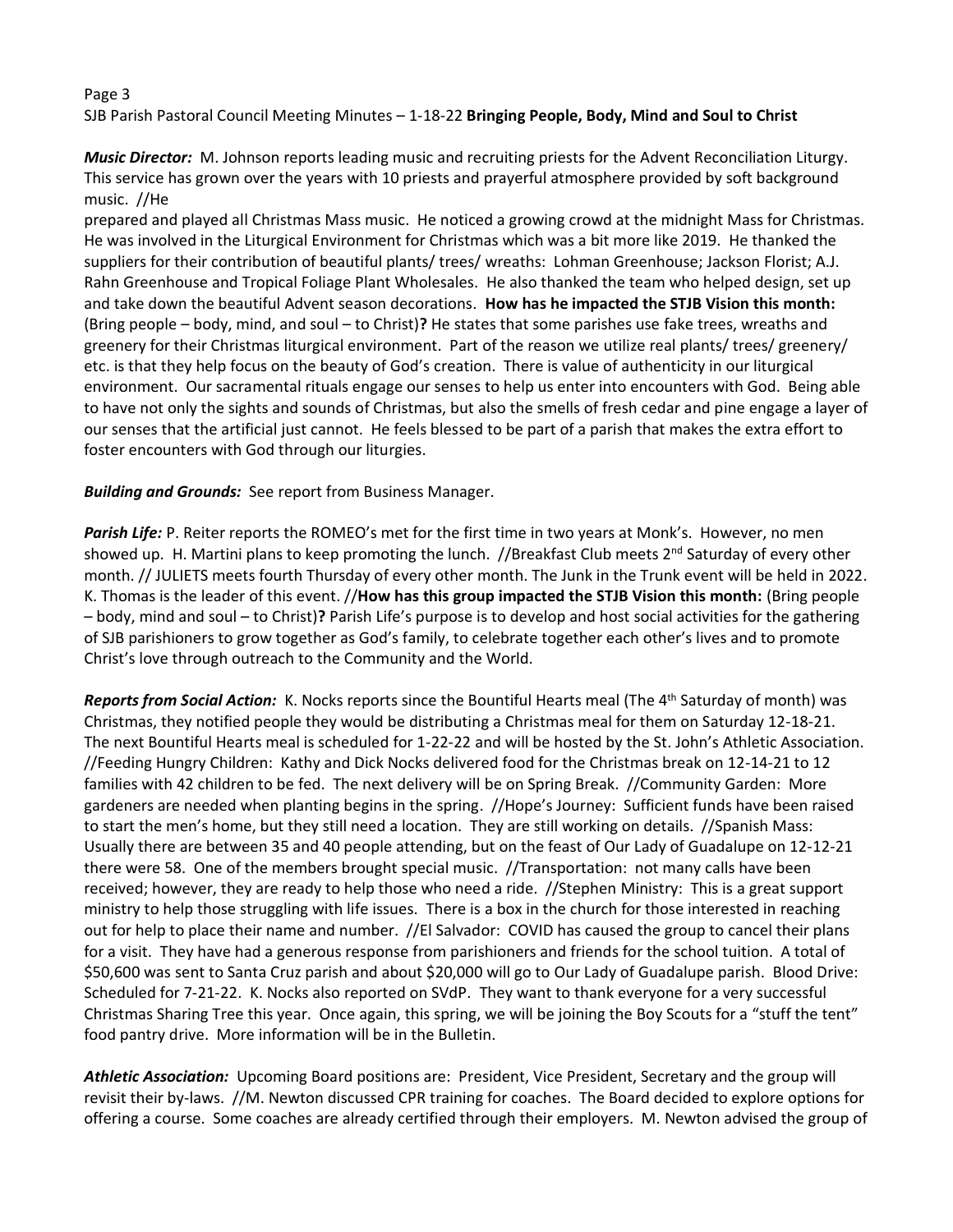*Music Director:* M. Johnson reports leading music and recruiting priests for the Advent Reconciliation Liturgy. This service has grown over the years with 10 priests and prayerful atmosphere provided by soft background music. //He prepared and played all Christmas Mass music. He noticed a growing crowd at the midnight Mass for Christmas. He was involved in the Liturgical Environment for Christmas which was a bit more like 2019. He thanked the suppliers for their contribution of beautiful plants/ trees/ wreaths: Lohman Greenhouse; Jackson Florist; A.J. Rahn Greenhouse and Tropical Foliage Plant Wholesales. He also thanked the team who helped design, set up and take down the beautiful Advent season decorations. **How has he impacted the STJB Vision this month:** (Bring people – body, mind, and soul – to Christ)**?** He states that some parishes use fake trees, wreaths and greenery for their Christmas liturgical environment. Part of the reason we utilize real plants/ trees/ greenery/ etc. is that they help focus on the beauty of God's creation. There is value of authenticity in our liturgical environment. Our sacramental rituals engage our senses to help us enter into encounters with God. Being able to have not only the sights and sounds of Christmas, but also the smells of fresh cedar and pine engage a layer of our senses that the artificial just cannot. He feels blessed to be part of a parish that makes the extra effort to foster encounters with God through our liturgies.

*Building and Grounds:* See report from Business Manager.

*Parish Life:* P. Reiter reports the ROMEO's met for the first time in two years at Monk's. However, no men showed up. H. Martini plans to keep promoting the lunch. //Breakfast Club meets 2nd Saturday of every other month. // JULIETS meets fourth Thursday of every other month. The Junk in the Trunk event will be held in 2022. K. Thomas is the leader of this event. //**How has this group impacted the STJB Vision this month:** (Bring people – body, mind and soul – to Christ)**?** Parish Life's purpose is to develop and host social activities for the gathering of SJB parishioners to grow together as God's family, to celebrate together each other's lives and to promote Christ's love through outreach to the Community and the World.

*Reports from Social Action:* K. Nocks reports since the Bountiful Hearts meal (The 4th Saturday of month) was Christmas, they notified people they would be distributing a Christmas meal for them on Saturday 12-18-21. The next Bountiful Hearts meal is scheduled for 1-22-22 and will be hosted by the St. John's Athletic Association. //Feeding Hungry Children: Kathy and Dick Nocks delivered food for the Christmas break on 12-14-21 to 12 families with 42 children to be fed. The next delivery will be on Spring Break. //Community Garden: More gardeners are needed when planting begins in the spring. //Hope's Journey: Sufficient funds have been raised to start the men's home, but they still need a location. They are still working on details. //Spanish Mass: Usually there are between 35 and 40 people attending, but on the feast of Our Lady of Guadalupe on 12-12-21 there were 58. One of the members brought special music. //Transportation: not many calls have been received; however, they are ready to help those who need a ride. //Stephen Ministry: This is a great support ministry to help those struggling with life issues. There is a box in the church for those interested in reaching out for help to place their name and number. //El Salvador: COVID has caused the group to cancel their plans for a visit. They have had a generous response from parishioners and friends for the school tuition. A total of $50,600 was sent to Santa Cruz parish and about $20,000 will go to Our Lady of Guadalupe parish. Blood Drive: Scheduled for 7-21-22. K. Nocks also reported on SVdP. They want to thank everyone for a very successful Christmas Sharing Tree this year. Once again, this spring, we will be joining the Boy Scouts for a "stuff the tent" food pantry drive. More information will be in the Bulletin.

*Athletic Association:* Upcoming Board positions are: President, Vice President, Secretary and the group will revisit their by-laws. //M. Newton discussed CPR training for coaches. The Board decided to explore options for offering a course. Some coaches are already certified through their employers. M. Newton advised the group of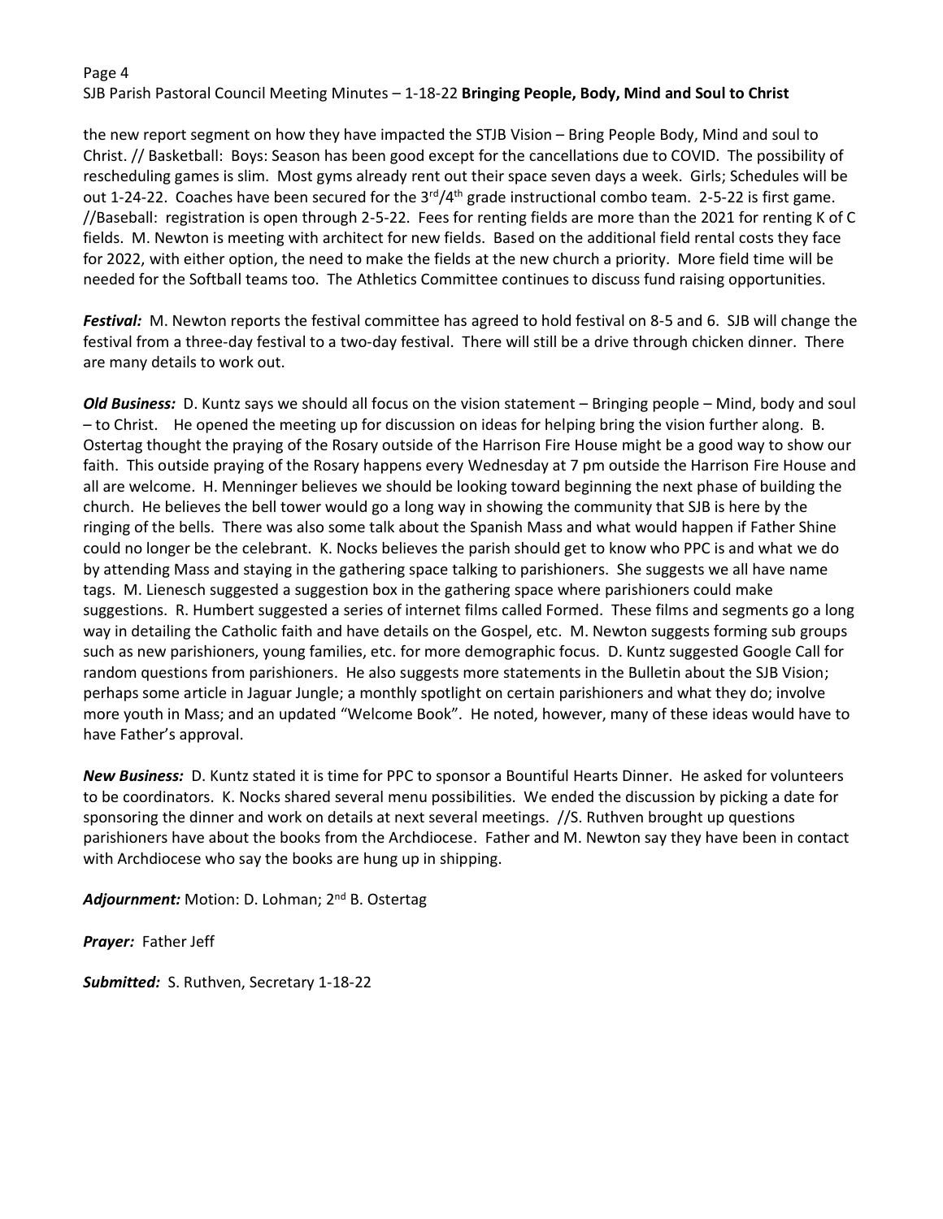the new report segment on how they have impacted the STJB Vision – Bring People Body, Mind and soul to Christ. // Basketball: Boys: Season has been good except for the cancellations due to COVID. The possibility of rescheduling games is slim. Most gyms already rent out their space seven days a week. Girls; Schedules will be out 1-24-22. Coaches have been secured for the 3rd/4th grade instructional combo team. 2-5-22 is first game. //Baseball: registration is open through 2-5-22. Fees for renting fields are more than the 2021 for renting K of C fields. M. Newton is meeting with architect for new fields. Based on the additional field rental costs they face for 2022, with either option, the need to make the fields at the new church a priority. More field time will be needed for the Softball teams too. The Athletics Committee continues to discuss fund raising opportunities.

***Festival:*** M. Newton reports the festival committee has agreed to hold festival on 8-5 and 6. SJB will change the festival from a three-day festival to a two-day festival. There will still be a drive through chicken dinner. There are many details to work out.

***Old Business:*** D. Kuntz says we should all focus on the vision statement – Bringing people – Mind, body and soul – to Christ. He opened the meeting up for discussion on ideas for helping bring the vision further along. B. Ostertag thought the praying of the Rosary outside of the Harrison Fire House might be a good way to show our faith. This outside praying of the Rosary happens every Wednesday at 7 pm outside the Harrison Fire House and all are welcome. H. Menninger believes we should be looking toward beginning the next phase of building the church. He believes the bell tower would go a long way in showing the community that SJB is here by the ringing of the bells. There was also some talk about the Spanish Mass and what would happen if Father Shine could no longer be the celebrant. K. Nocks believes the parish should get to know who PPC is and what we do by attending Mass and staying in the gathering space talking to parishioners. She suggests we all have name tags. M. Lienesch suggested a suggestion box in the gathering space where parishioners could make suggestions. R. Humbert suggested a series of internet films called Formed. These films and segments go a long way in detailing the Catholic faith and have details on the Gospel, etc. M. Newton suggests forming sub groups such as new parishioners, young families, etc. for more demographic focus. D. Kuntz suggested Google Call for random questions from parishioners. He also suggests more statements in the Bulletin about the SJB Vision; perhaps some article in Jaguar Jungle; a monthly spotlight on certain parishioners and what they do; involve more youth in Mass; and an updated "Welcome Book". He noted, however, many of these ideas would have to have Father's approval.

***New Business:*** D. Kuntz stated it is time for PPC to sponsor a Bountiful Hearts Dinner. He asked for volunteers to be coordinators. K. Nocks shared several menu possibilities. We ended the discussion by picking a date for sponsoring the dinner and work on details at next several meetings. //S. Ruthven brought up questions parishioners have about the books from the Archdiocese. Father and M. Newton say they have been in contact with Archdiocese who say the books are hung up in shipping.

***Adjournment:*** Motion: D. Lohman; 2nd B. Ostertag

***Prayer:*** Father Jeff

***Submitted:*** S. Ruthven, Secretary 1-18-22